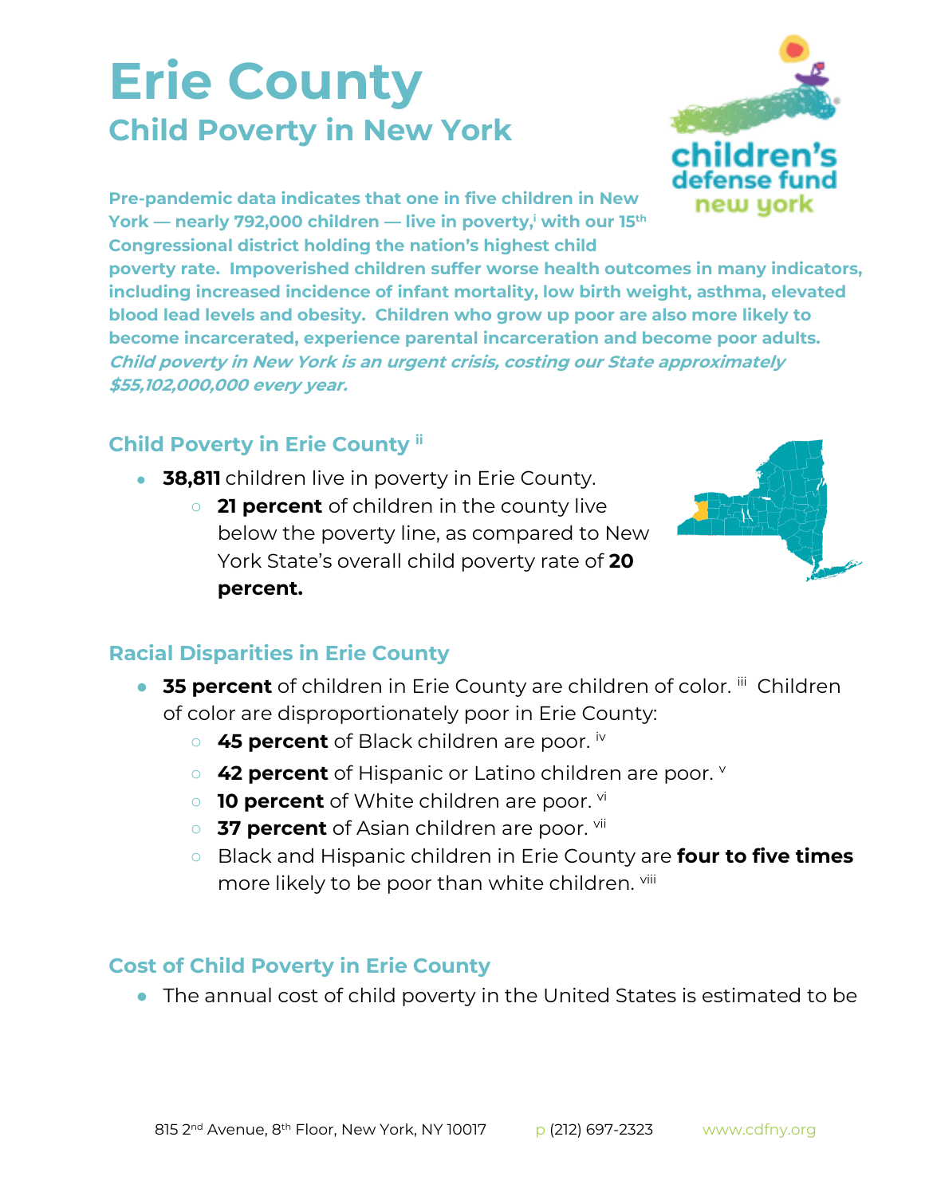# Erie County

## Child Poverty in New York

**Pre-pandemic data indicates that one in five children in New York — nearly 792,000 children — live in poverty,[i] with our 15th Congressional district holding the nation's highest child poverty rate. Impoverished children suffer worse health outcomes in many indicators, including increased incidence of infant mortality, low birth weight, asthma, elevated blood lead levels and obesity. Children who grow up poor are also more likely to become incarcerated, experience parental incarceration and become poor adults.** ***Child poverty in New York is an urgent crisis, costing our State approximately $55,102,000,000 every year.***

### Child Poverty in Erie County [ii]

- **38,811** children live in poverty in Erie County.
  - **21 percent** of children in the county live below the poverty line, as compared to New York State's overall child poverty rate of **20 percent.**

### Racial Disparities in Erie County

- **35 percent** of children in Erie County are children of color. [iii] Children of color are disproportionately poor in Erie County:
  - **45 percent** of Black children are poor. [iv]
  - **42 percent** of Hispanic or Latino children are poor. [v]
  - **10 percent** of White children are poor. [vi]
  - **37 percent** of Asian children are poor. [vii]
  - Black and Hispanic children in Erie County are **four to five times** more likely to be poor than white children. [viii]

### Cost of Child Poverty in Erie County

- The annual cost of child poverty in the United States is estimated to be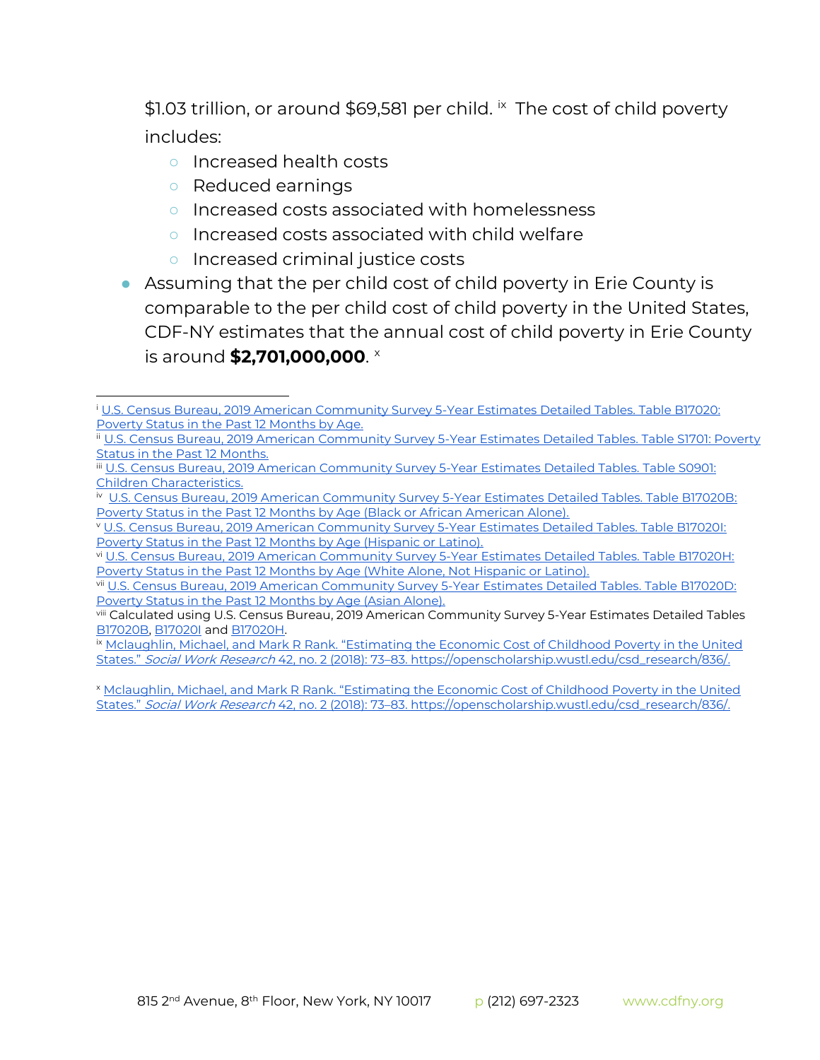$1.03 trillion, or around $69,581 per child. [ix] The cost of child poverty includes:

- Increased health costs
- Reduced earnings
- Increased costs associated with homelessness
- Increased costs associated with child welfare
- Increased criminal justice costs

- Assuming that the per child cost of child poverty in Erie County is comparable to the per child cost of child poverty in the United States, CDF-NY estimates that the annual cost of child poverty in Erie County is around **$2,701,000,000**. [x]

---

[i] U.S. Census Bureau, 2019 American Community Survey 5-Year Estimates Detailed Tables. Table B17020: Poverty Status in the Past 12 Months by Age.

[ii] U.S. Census Bureau, 2019 American Community Survey 5-Year Estimates Detailed Tables. Table S1701: Poverty Status in the Past 12 Months.

[iii] U.S. Census Bureau, 2019 American Community Survey 5-Year Estimates Detailed Tables. Table S0901: Children Characteristics.

[iv] U.S. Census Bureau, 2019 American Community Survey 5-Year Estimates Detailed Tables. Table B17020B: Poverty Status in the Past 12 Months by Age (Black or African American Alone).

[v] U.S. Census Bureau, 2019 American Community Survey 5-Year Estimates Detailed Tables. Table B17020I: Poverty Status in the Past 12 Months by Age (Hispanic or Latino).

[vi] U.S. Census Bureau, 2019 American Community Survey 5-Year Estimates Detailed Tables. Table B17020H: Poverty Status in the Past 12 Months by Age (White Alone, Not Hispanic or Latino).

[vii] U.S. Census Bureau, 2019 American Community Survey 5-Year Estimates Detailed Tables. Table B17020D: Poverty Status in the Past 12 Months by Age (Asian Alone).

[viii] Calculated using U.S. Census Bureau, 2019 American Community Survey 5-Year Estimates Detailed Tables B17020B, B17020I and B17020H.

[ix] Mclaughlin, Michael, and Mark R Rank. "Estimating the Economic Cost of Childhood Poverty in the United States." *Social Work Research* 42, no. 2 (2018): 73–83. https://openscholarship.wustl.edu/csd_research/836/.

[x] Mclaughlin, Michael, and Mark R Rank. "Estimating the Economic Cost of Childhood Poverty in the United States." *Social Work Research* 42, no. 2 (2018): 73–83. https://openscholarship.wustl.edu/csd_research/836/.

815 2nd Avenue, 8th Floor, New York, NY 10017 p (212) 697-2323 www.cdfny.org